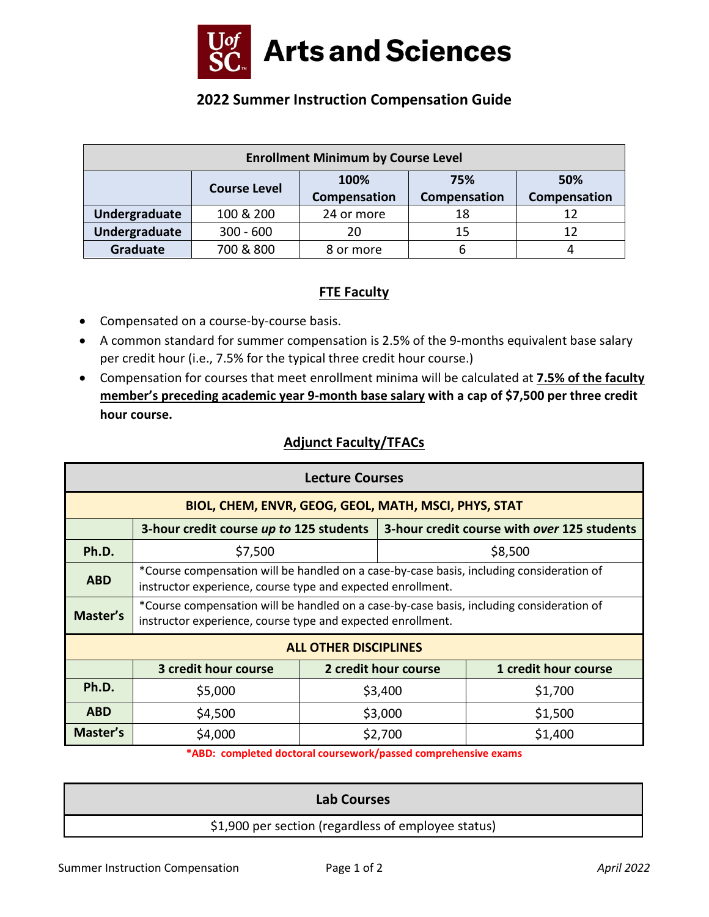# Arts and Sciences

## 2022 Summer Instruction Compensation Guide

| Enrollment Minimum by Course Level | | | | |
|---|---|---|---|---|
| | **Course Level** | **100% Compensation** | **75% Compensation** | **50% Compensation** |
| **Undergraduate** | 100 & 200 | 24 or more | 18 | 12 |
| **Undergraduate** | 300 - 600 | 20 | 15 | 12 |
| **Graduate** | 700 & 800 | 8 or more | 6 | 4 |

## FTE Faculty

- Compensated on a course-by-course basis.
- A common standard for summer compensation is 2.5% of the 9-months equivalent base salary per credit hour (i.e., 7.5% for the typical three credit hour course.)
- Compensation for courses that meet enrollment minima will be calculated at **7.5% of the faculty member's preceding academic year 9-month base salary** **with a cap of $7,500 per three credit hour course.**

## Adjunct Faculty/TFACs

| Lecture Courses | | |
|---|---|---|
| **BIOL, CHEM, ENVR, GEOG, GEOL, MATH, MSCI, PHYS, STAT** | | |
| | **3-hour credit course *up to* 125 students** | **3-hour credit course with *over* 125 students** |
| **Ph.D.** | $7,500 | $8,500 |
| **ABD** | *Course compensation will be handled on a case-by-case basis, including consideration of instructor experience, course type and expected enrollment. | |
| **Master's** | *Course compensation will be handled on a case-by-case basis, including consideration of instructor experience, course type and expected enrollment. | |

| ALL OTHER DISCIPLINES | | | |
|---|---|---|---|
| | **3 credit hour course** | **2 credit hour course** | **1 credit hour course** |
| **Ph.D.** | $5,000 | $3,400 | $1,700 |
| **ABD** | $4,500 | $3,000 | $1,500 |
| **Master's** | $4,000 | $2,700 | $1,400 |

**\*ABD: completed doctoral coursework/passed comprehensive exams**

| Lab Courses |
|---|
| $1,900 per section (regardless of employee status) |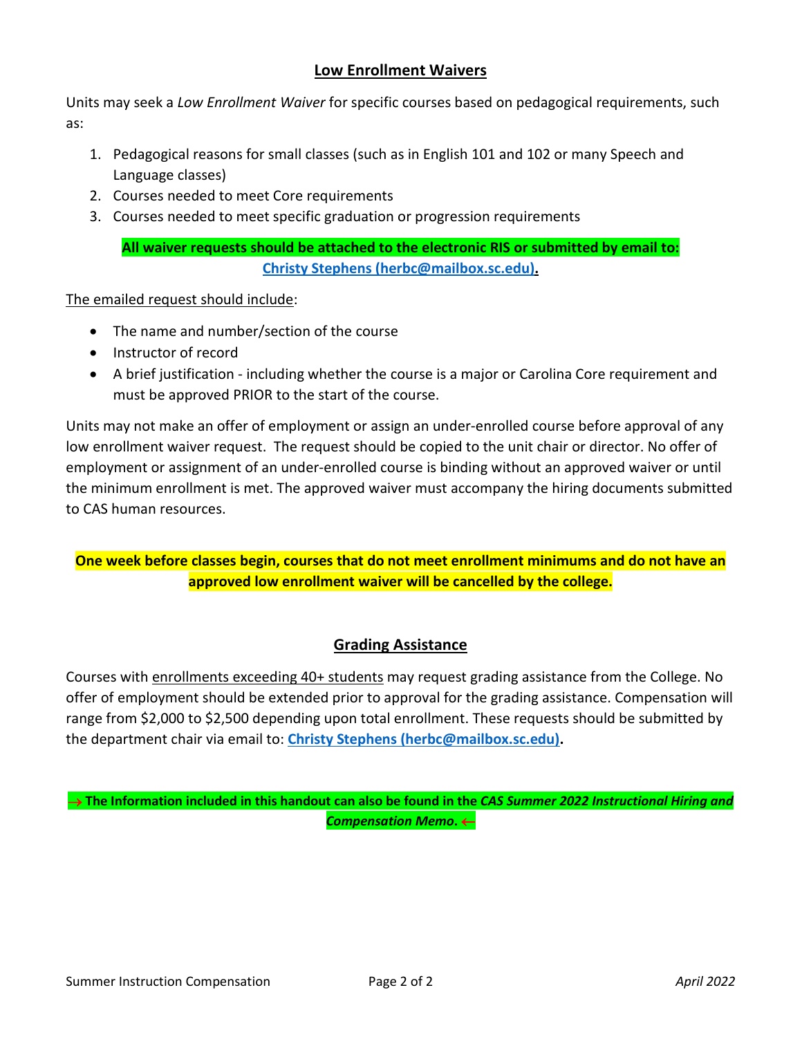## Low Enrollment Waivers

Units may seek a *Low Enrollment Waiver* for specific courses based on pedagogical requirements, such as:

1. Pedagogical reasons for small classes (such as in English 101 and 102 or many Speech and Language classes)
2. Courses needed to meet Core requirements
3. Courses needed to meet specific graduation or progression requirements

**All waiver requests should be attached to the electronic RIS or submitted by email to: [Christy Stephens (herbc@mailbox.sc.edu)](mailto:herbc@mailbox.sc.edu).**

The emailed request should include:

- The name and number/section of the course
- Instructor of record
- A brief justification - including whether the course is a major or Carolina Core requirement and must be approved PRIOR to the start of the course.

Units may not make an offer of employment or assign an under-enrolled course before approval of any low enrollment waiver request. The request should be copied to the unit chair or director. No offer of employment or assignment of an under-enrolled course is binding without an approved waiver or until the minimum enrollment is met. The approved waiver must accompany the hiring documents submitted to CAS human resources.

**One week before classes begin, courses that do not meet enrollment minimums and do not have an approved low enrollment waiver will be cancelled by the college.**

## Grading Assistance

Courses with enrollments exceeding 40+ students may request grading assistance from the College. No offer of employment should be extended prior to approval for the grading assistance. Compensation will range from $2,000 to $2,500 depending upon total enrollment. These requests should be submitted by the department chair via email to: **[Christy Stephens (herbc@mailbox.sc.edu)](mailto:herbc@mailbox.sc.edu).**

**→ The Information included in this handout can also be found in the *CAS Summer 2022 Instructional Hiring and Compensation Memo*. ←**